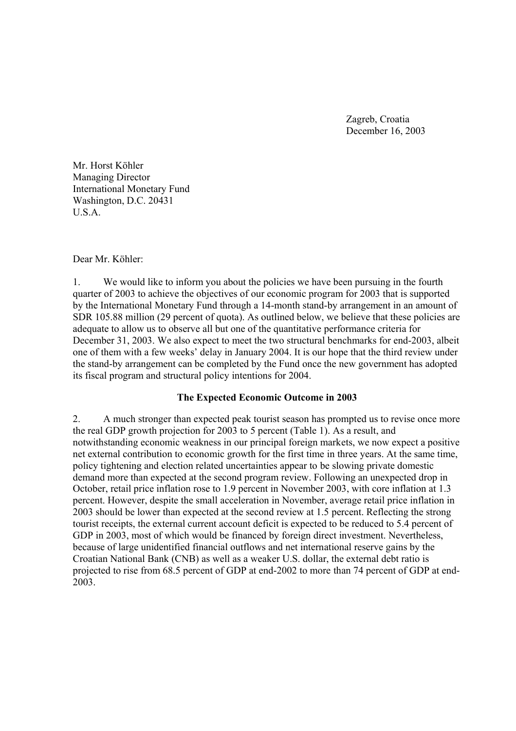Zagreb, Croatia
December 16, 2003

Mr. Horst Köhler
Managing Director
International Monetary Fund
Washington, D.C. 20431
U.S.A.

Dear Mr. Köhler:

1. We would like to inform you about the policies we have been pursuing in the fourth quarter of 2003 to achieve the objectives of our economic program for 2003 that is supported by the International Monetary Fund through a 14-month stand-by arrangement in an amount of SDR 105.88 million (29 percent of quota). As outlined below, we believe that these policies are adequate to allow us to observe all but one of the quantitative performance criteria for December 31, 2003. We also expect to meet the two structural benchmarks for end-2003, albeit one of them with a few weeks' delay in January 2004. It is our hope that the third review under the stand-by arrangement can be completed by the Fund once the new government has adopted its fiscal program and structural policy intentions for 2004.

### The Expected Economic Outcome in 2003

2. A much stronger than expected peak tourist season has prompted us to revise once more the real GDP growth projection for 2003 to 5 percent (Table 1). As a result, and notwithstanding economic weakness in our principal foreign markets, we now expect a positive net external contribution to economic growth for the first time in three years. At the same time, policy tightening and election related uncertainties appear to be slowing private domestic demand more than expected at the second program review. Following an unexpected drop in October, retail price inflation rose to 1.9 percent in November 2003, with core inflation at 1.3 percent. However, despite the small acceleration in November, average retail price inflation in 2003 should be lower than expected at the second review at 1.5 percent. Reflecting the strong tourist receipts, the external current account deficit is expected to be reduced to 5.4 percent of GDP in 2003, most of which would be financed by foreign direct investment. Nevertheless, because of large unidentified financial outflows and net international reserve gains by the Croatian National Bank (CNB) as well as a weaker U.S. dollar, the external debt ratio is projected to rise from 68.5 percent of GDP at end-2002 to more than 74 percent of GDP at end-2003.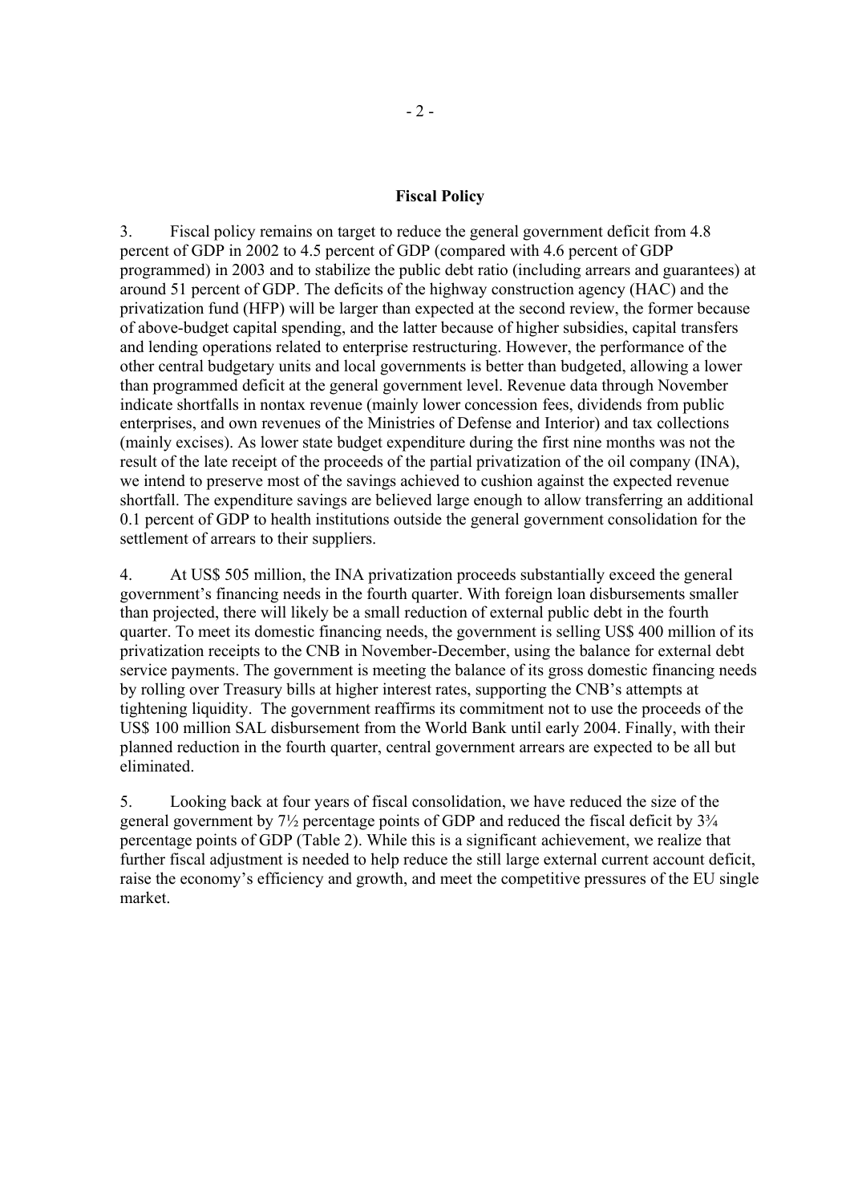**Fiscal Policy**

3. Fiscal policy remains on target to reduce the general government deficit from 4.8 percent of GDP in 2002 to 4.5 percent of GDP (compared with 4.6 percent of GDP programmed) in 2003 and to stabilize the public debt ratio (including arrears and guarantees) at around 51 percent of GDP. The deficits of the highway construction agency (HAC) and the privatization fund (HFP) will be larger than expected at the second review, the former because of above-budget capital spending, and the latter because of higher subsidies, capital transfers and lending operations related to enterprise restructuring. However, the performance of the other central budgetary units and local governments is better than budgeted, allowing a lower than programmed deficit at the general government level. Revenue data through November indicate shortfalls in nontax revenue (mainly lower concession fees, dividends from public enterprises, and own revenues of the Ministries of Defense and Interior) and tax collections (mainly excises). As lower state budget expenditure during the first nine months was not the result of the late receipt of the proceeds of the partial privatization of the oil company (INA), we intend to preserve most of the savings achieved to cushion against the expected revenue shortfall. The expenditure savings are believed large enough to allow transferring an additional 0.1 percent of GDP to health institutions outside the general government consolidation for the settlement of arrears to their suppliers.

4. At US$ 505 million, the INA privatization proceeds substantially exceed the general government's financing needs in the fourth quarter. With foreign loan disbursements smaller than projected, there will likely be a small reduction of external public debt in the fourth quarter. To meet its domestic financing needs, the government is selling US$ 400 million of its privatization receipts to the CNB in November-December, using the balance for external debt service payments. The government is meeting the balance of its gross domestic financing needs by rolling over Treasury bills at higher interest rates, supporting the CNB's attempts at tightening liquidity. The government reaffirms its commitment not to use the proceeds of the US$ 100 million SAL disbursement from the World Bank until early 2004. Finally, with their planned reduction in the fourth quarter, central government arrears are expected to be all but eliminated.

5. Looking back at four years of fiscal consolidation, we have reduced the size of the general government by 7½ percentage points of GDP and reduced the fiscal deficit by 3¾ percentage points of GDP (Table 2). While this is a significant achievement, we realize that further fiscal adjustment is needed to help reduce the still large external current account deficit, raise the economy's efficiency and growth, and meet the competitive pressures of the EU single market.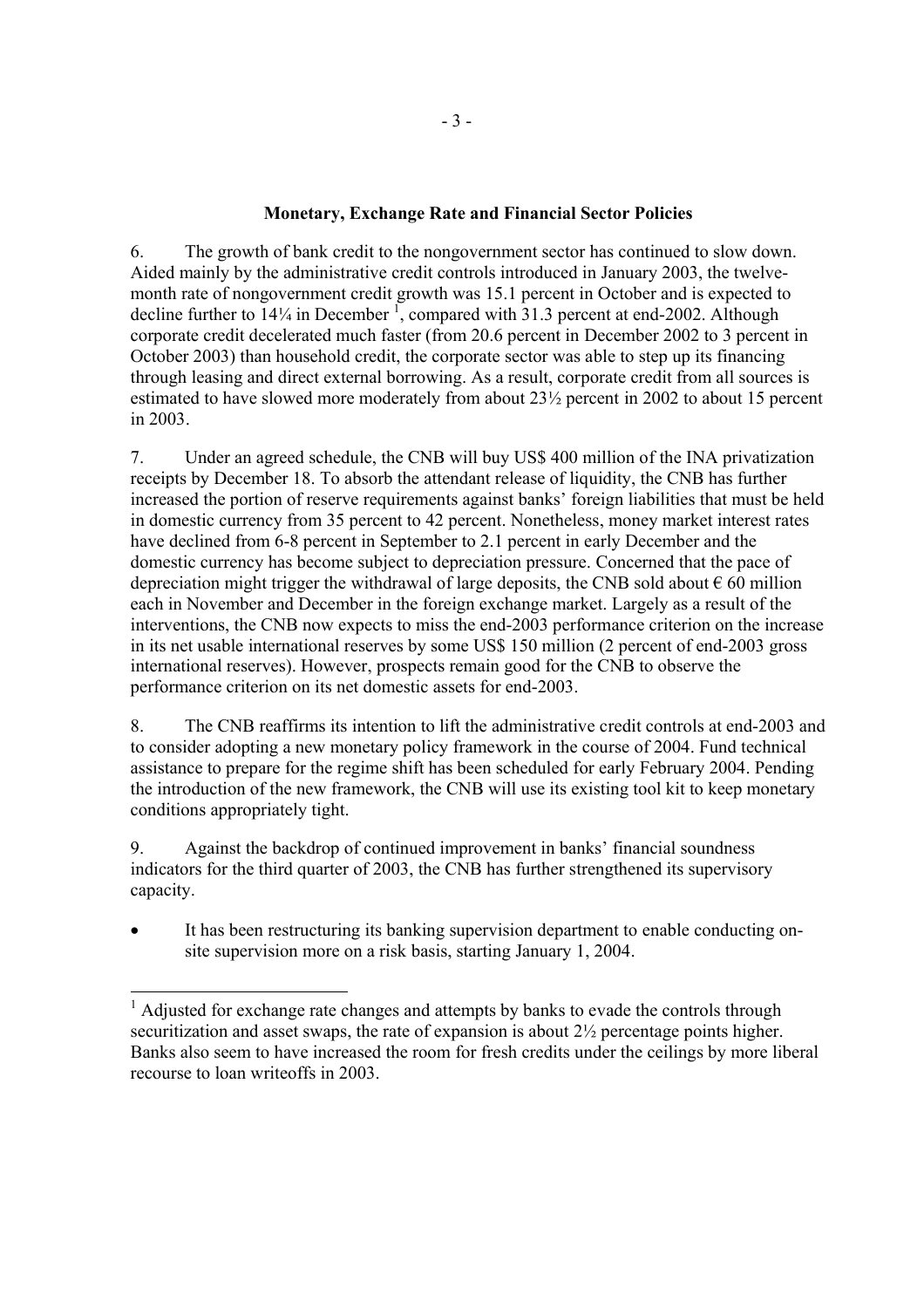## Monetary, Exchange Rate and Financial Sector Policies

6. The growth of bank credit to the nongovernment sector has continued to slow down. Aided mainly by the administrative credit controls introduced in January 2003, the twelve-month rate of nongovernment credit growth was 15.1 percent in October and is expected to decline further to 14¼ in December [1], compared with 31.3 percent at end-2002. Although corporate credit decelerated much faster (from 20.6 percent in December 2002 to 3 percent in October 2003) than household credit, the corporate sector was able to step up its financing through leasing and direct external borrowing. As a result, corporate credit from all sources is estimated to have slowed more moderately from about 23½ percent in 2002 to about 15 percent in 2003.

7. Under an agreed schedule, the CNB will buy US$ 400 million of the INA privatization receipts by December 18. To absorb the attendant release of liquidity, the CNB has further increased the portion of reserve requirements against banks' foreign liabilities that must be held in domestic currency from 35 percent to 42 percent. Nonetheless, money market interest rates have declined from 6-8 percent in September to 2.1 percent in early December and the domestic currency has become subject to depreciation pressure. Concerned that the pace of depreciation might trigger the withdrawal of large deposits, the CNB sold about € 60 million each in November and December in the foreign exchange market. Largely as a result of the interventions, the CNB now expects to miss the end-2003 performance criterion on the increase in its net usable international reserves by some US$ 150 million (2 percent of end-2003 gross international reserves). However, prospects remain good for the CNB to observe the performance criterion on its net domestic assets for end-2003.

8. The CNB reaffirms its intention to lift the administrative credit controls at end-2003 and to consider adopting a new monetary policy framework in the course of 2004. Fund technical assistance to prepare for the regime shift has been scheduled for early February 2004. Pending the introduction of the new framework, the CNB will use its existing tool kit to keep monetary conditions appropriately tight.

9. Against the backdrop of continued improvement in banks' financial soundness indicators for the third quarter of 2003, the CNB has further strengthened its supervisory capacity.

- It has been restructuring its banking supervision department to enable conducting on-site supervision more on a risk basis, starting January 1, 2004.

[1] Adjusted for exchange rate changes and attempts by banks to evade the controls through securitization and asset swaps, the rate of expansion is about 2½ percentage points higher. Banks also seem to have increased the room for fresh credits under the ceilings by more liberal recourse to loan writeoffs in 2003.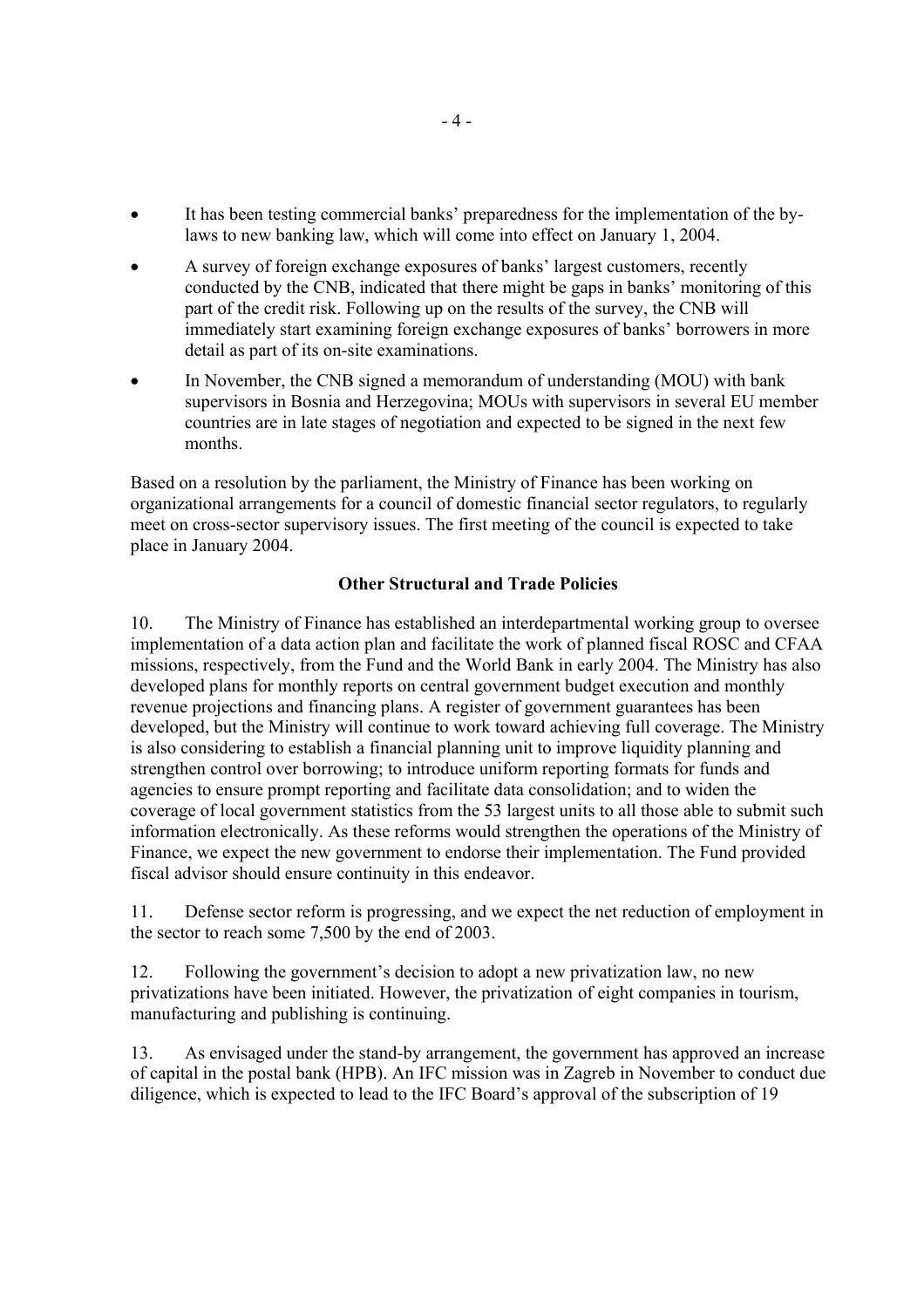- It has been testing commercial banks' preparedness for the implementation of the by-laws to new banking law, which will come into effect on January 1, 2004.
- A survey of foreign exchange exposures of banks' largest customers, recently conducted by the CNB, indicated that there might be gaps in banks' monitoring of this part of the credit risk. Following up on the results of the survey, the CNB will immediately start examining foreign exchange exposures of banks' borrowers in more detail as part of its on-site examinations.
- In November, the CNB signed a memorandum of understanding (MOU) with bank supervisors in Bosnia and Herzegovina; MOUs with supervisors in several EU member countries are in late stages of negotiation and expected to be signed in the next few months.

Based on a resolution by the parliament, the Ministry of Finance has been working on organizational arrangements for a council of domestic financial sector regulators, to regularly meet on cross-sector supervisory issues. The first meeting of the council is expected to take place in January 2004.

**Other Structural and Trade Policies**

10. The Ministry of Finance has established an interdepartmental working group to oversee implementation of a data action plan and facilitate the work of planned fiscal ROSC and CFAA missions, respectively, from the Fund and the World Bank in early 2004. The Ministry has also developed plans for monthly reports on central government budget execution and monthly revenue projections and financing plans. A register of government guarantees has been developed, but the Ministry will continue to work toward achieving full coverage. The Ministry is also considering to establish a financial planning unit to improve liquidity planning and strengthen control over borrowing; to introduce uniform reporting formats for funds and agencies to ensure prompt reporting and facilitate data consolidation; and to widen the coverage of local government statistics from the 53 largest units to all those able to submit such information electronically. As these reforms would strengthen the operations of the Ministry of Finance, we expect the new government to endorse their implementation. The Fund provided fiscal advisor should ensure continuity in this endeavor.

11. Defense sector reform is progressing, and we expect the net reduction of employment in the sector to reach some 7,500 by the end of 2003.

12. Following the government's decision to adopt a new privatization law, no new privatizations have been initiated. However, the privatization of eight companies in tourism, manufacturing and publishing is continuing.

13. As envisaged under the stand-by arrangement, the government has approved an increase of capital in the postal bank (HPB). An IFC mission was in Zagreb in November to conduct due diligence, which is expected to lead to the IFC Board's approval of the subscription of 19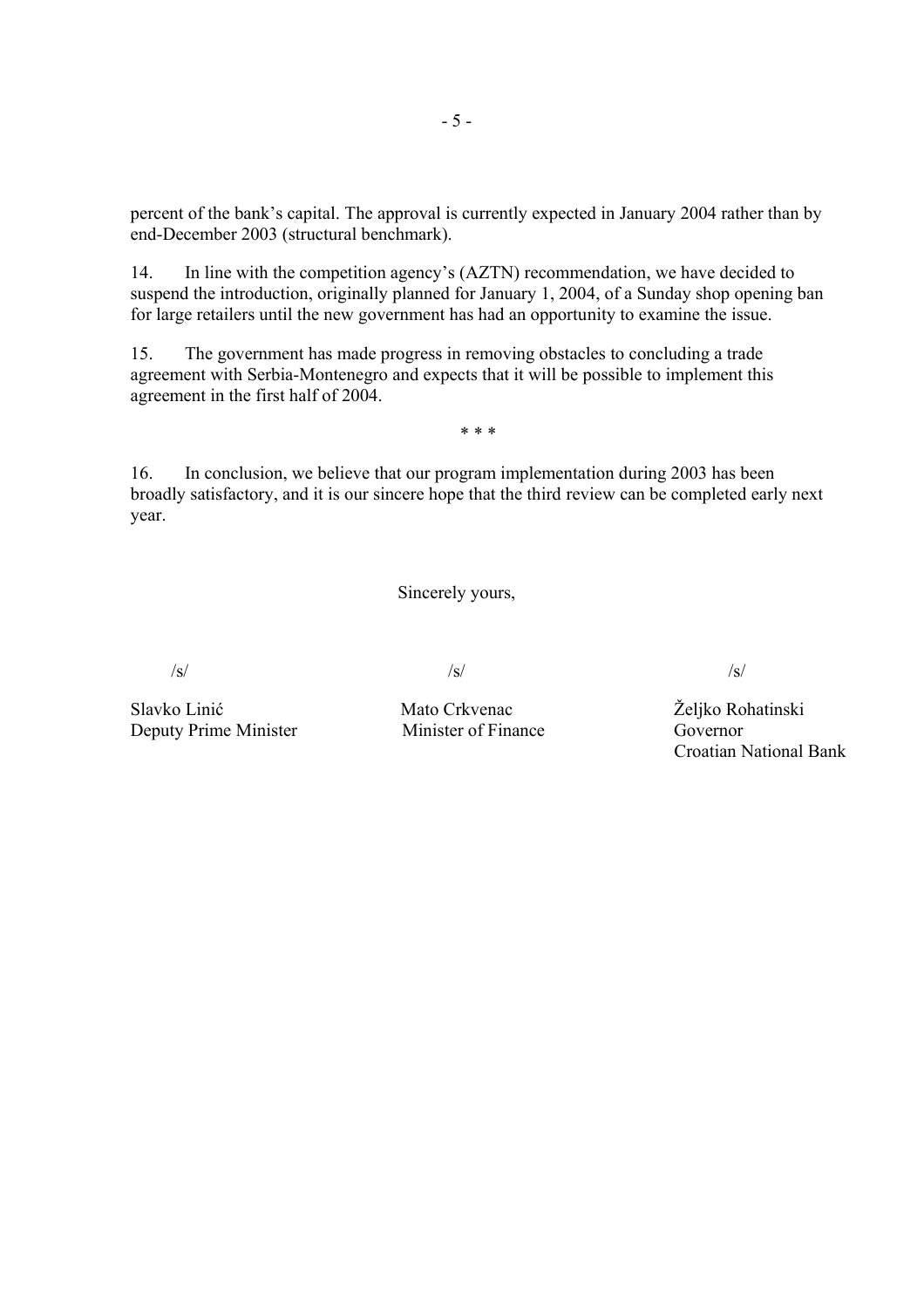percent of the bank's capital. The approval is currently expected in January 2004 rather than by end-December 2003 (structural benchmark).

14. In line with the competition agency's (AZTN) recommendation, we have decided to suspend the introduction, originally planned for January 1, 2004, of a Sunday shop opening ban for large retailers until the new government has had an opportunity to examine the issue.

15. The government has made progress in removing obstacles to concluding a trade agreement with Serbia-Montenegro and expects that it will be possible to implement this agreement in the first half of 2004.

\* \* \*

16. In conclusion, we believe that our program implementation during 2003 has been broadly satisfactory, and it is our sincere hope that the third review can be completed early next year.

Sincerely yours,

| | | |
|---|---|---|
| /s/ | /s/ | /s/ |
| Slavko Linić<br>Deputy Prime Minister | Mato Crkvenac<br>Minister of Finance | Željko Rohatinski<br>Governor<br>Croatian National Bank |